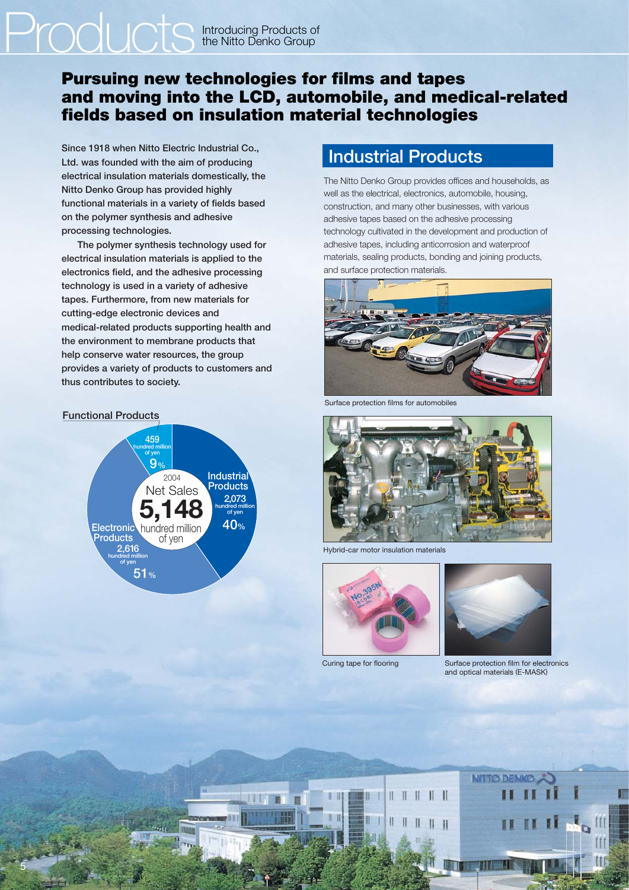# Products Introducing Products of the Nitto Denko Group

## Pursuing new technologies for films and tapes and moving into the LCD, automobile, and medical-related fields based on insulation material technologies

**Since 1918 when Nitto Electric Industrial Co., Ltd. was founded with the aim of producing electrical insulation materials domestically, the Nitto Denko Group has provided highly functional materials in a variety of fields based on the polymer synthesis and adhesive processing technologies.**

**The polymer synthesis technology used for electrical insulation materials is applied to the electronics field, and the adhesive processing technology is used in a variety of adhesive tapes. Furthermore, from new materials for cutting-edge electronic devices and medical-related products supporting health and the environment to membrane products that help conserve water resources, the group provides a variety of products to customers and thus contributes to society.**

2004 Net Sales **5,148** hundred million of yen

| Segment | Net Sales (hundred million of yen) | Share |
|---|---|---|
| Industrial Products | 2,073 | 40% |
| Electronic Products | 2,616 | 51% |
| Functional Products | 459 | 9% |

## Industrial Products

The Nitto Denko Group provides offices and households, as well as the electrical, electronics, automobile, housing, construction, and many other businesses, with various adhesive tapes based on the adhesive processing technology cultivated in the development and production of adhesive tapes, including anticorrosion and waterproof materials, sealing products, bonding and joining products, and surface protection materials.

Surface protection films for automobiles

Hybrid-car motor insulation materials

Curing tape for flooring

Surface protection film for electronics and optical materials (E-MASK)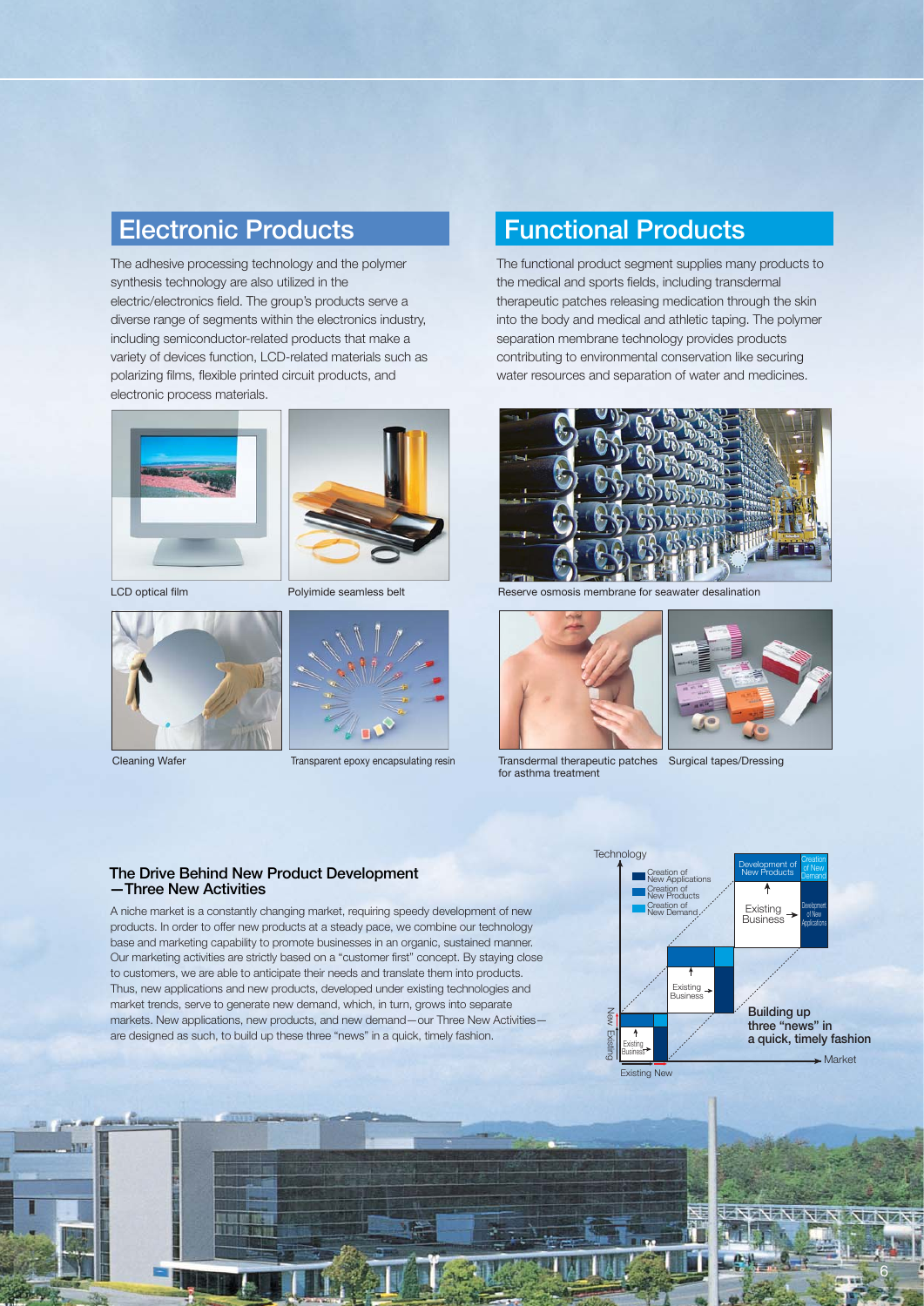## Electronic Products

The adhesive processing technology and the polymer synthesis technology are also utilized in the electric/electronics field. The group's products serve a diverse range of segments within the electronics industry, including semiconductor-related products that make a variety of devices function, LCD-related materials such as polarizing films, flexible printed circuit products, and electronic process materials.

LCD optical film

Polyimide seamless belt

Cleaning Wafer

Transparent epoxy encapsulating resin

## Functional Products

The functional product segment supplies many products to the medical and sports fields, including transdermal therapeutic patches releasing medication through the skin into the body and medical and athletic taping. The polymer separation membrane technology provides products contributing to environmental conservation like securing water resources and separation of water and medicines.

Reserve osmosis membrane for seawater desalination

Transdermal therapeutic patches for asthma treatment

Surgical tapes/Dressing

### The Drive Behind New Product Development —Three New Activities

A niche market is a constantly changing market, requiring speedy development of new products. In order to offer new products at a steady pace, we combine our technology base and marketing capability to promote businesses in an organic, sustained manner. Our marketing activities are strictly based on a "customer first" concept. By staying close to customers, we are able to anticipate their needs and translate them into products. Thus, new applications and new products, developed under existing technologies and market trends, serve to generate new demand, which, in turn, grows into separate markets. New applications, new products, and new demand—our Three New Activities—are designed as such, to build up these three "news" in a quick, timely fashion.

Technology

Creation of New Applications

Creation of New Products

Creation of New Demand

Development of New Products

Creation of New Demand

Existing Business

Development of New Applications

Existing Business

New Existing

Existing Business

Building up three "news" in a quick, timely fashion

Existing New

Market